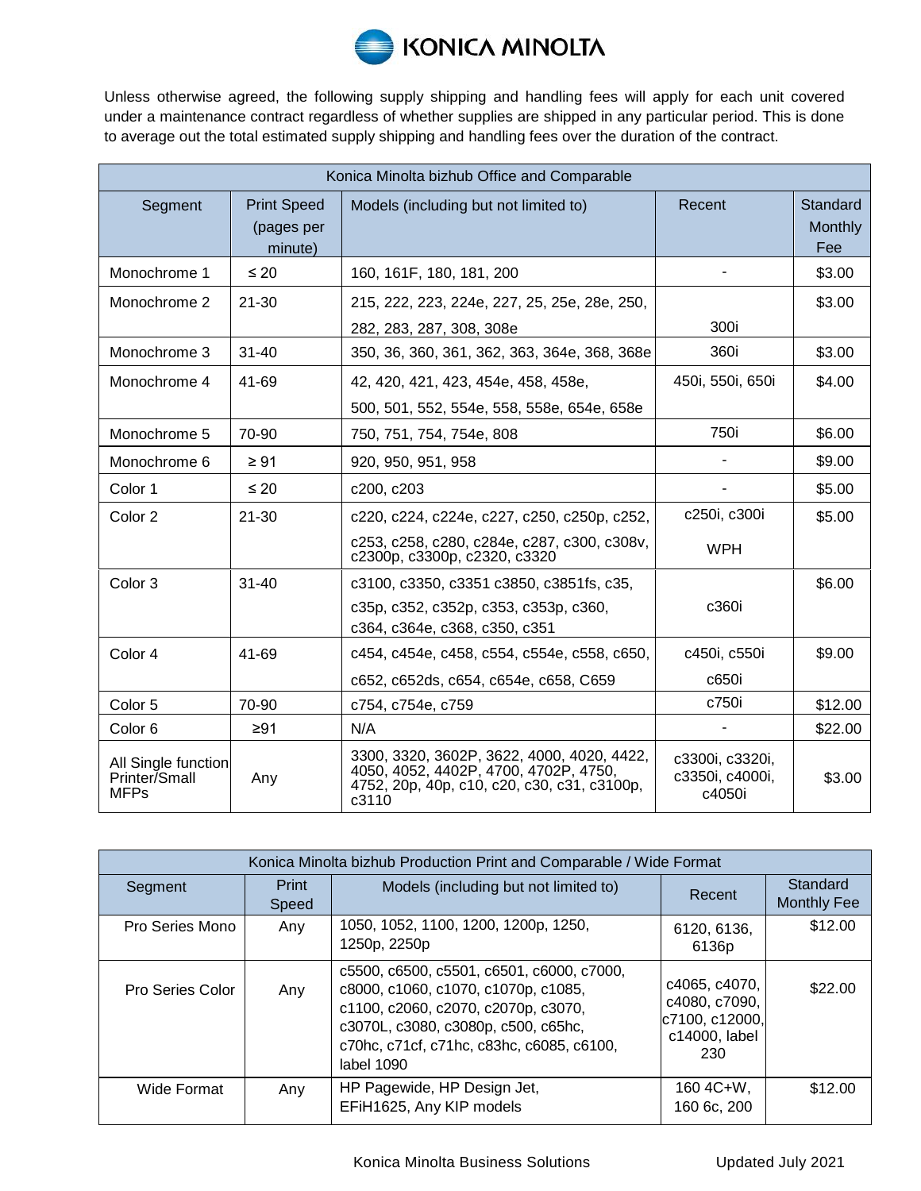KONICA MINOLTA

Unless otherwise agreed, the following supply shipping and handling fees will apply for each unit covered under a maintenance contract regardless of whether supplies are shipped in any particular period. This is done to average out the total estimated supply shipping and handling fees over the duration of the contract.

| Konica Minolta bizhub Office and Comparable | | | | |
|---|---|---|---|---|
| Segment | Print Speed (pages per minute) | Models (including but not limited to) | Recent | Standard Monthly Fee |
| Monochrome 1 | ≤ 20 | 160, 161F, 180, 181, 200 | - | $3.00 |
| Monochrome 2 | 21-30 | 215, 222, 223, 224e, 227, 25, 25e, 28e, 250, 282, 283, 287, 308, 308e | 300i | $3.00 |
| Monochrome 3 | 31-40 | 350, 36, 360, 361, 362, 363, 364e, 368, 368e | 360i | $3.00 |
| Monochrome 4 | 41-69 | 42, 420, 421, 423, 454e, 458, 458e, 500, 501, 552, 554e, 558, 558e, 654e, 658e | 450i, 550i, 650i | $4.00 |
| Monochrome 5 | 70-90 | 750, 751, 754, 754e, 808 | 750i | $6.00 |
| Monochrome 6 | ≥ 91 | 920, 950, 951, 958 | - | $9.00 |
| Color 1 | ≤ 20 | c200, c203 | - | $5.00 |
| Color 2 | 21-30 | c220, c224, c224e, c227, c250, c250p, c252, c253, c258, c280, c284e, c287, c300, c308v, c2300p, c3300p, c2320, c3320 | c250i, c300i WPH | $5.00 |
| Color 3 | 31-40 | c3100, c3350, c3351 c3850, c3851fs, c35, c35p, c352, c352p, c353, c353p, c360, c364, c364e, c368, c350, c351 | c360i | $6.00 |
| Color 4 | 41-69 | c454, c454e, c458, c554, c554e, c558, c650, c652, c652ds, c654, c654e, c658, C659 | c450i, c550i c650i | $9.00 |
| Color 5 | 70-90 | c754, c754e, c759 | c750i | $12.00 |
| Color 6 | ≥91 | N/A | - | $22.00 |
| All Single function Printer/Small MFPs | Any | 3300, 3320, 3602P, 3622, 4000, 4020, 4422, 4050, 4052, 4402P, 4700, 4702P, 4750, 4752, 20p, 40p, c10, c20, c30, c31, c3100p, c3110 | c3300i, c3320i, c3350i, c4000i, c4050i | $3.00 |

| Konica Minolta bizhub Production Print and Comparable / Wide Format | | | | |
|---|---|---|---|---|
| Segment | Print Speed | Models (including but not limited to) | Recent | Standard Monthly Fee |
| Pro Series Mono | Any | 1050, 1052, 1100, 1200, 1200p, 1250, 1250p, 2250p | 6120, 6136, 6136p | $12.00 |
| Pro Series Color | Any | c5500, c6500, c5501, c6501, c6000, c7000, c8000, c1060, c1070, c1070p, c1085, c1100, c2060, c2070, c2070p, c3070, c3070L, c3080, c3080p, c500, c65hc, c70hc, c71cf, c71hc, c83hc, c6085, c6100, label 1090 | c4065, c4070, c4080, c7090, c7100, c12000, c14000, label 230 | $22.00 |
| Wide Format | Any | HP Pagewide, HP Design Jet, EFiH1625, Any KIP models | 160 4C+W, 160 6c, 200 | $12.00 |

Konica Minolta Business Solutions — Updated July 2021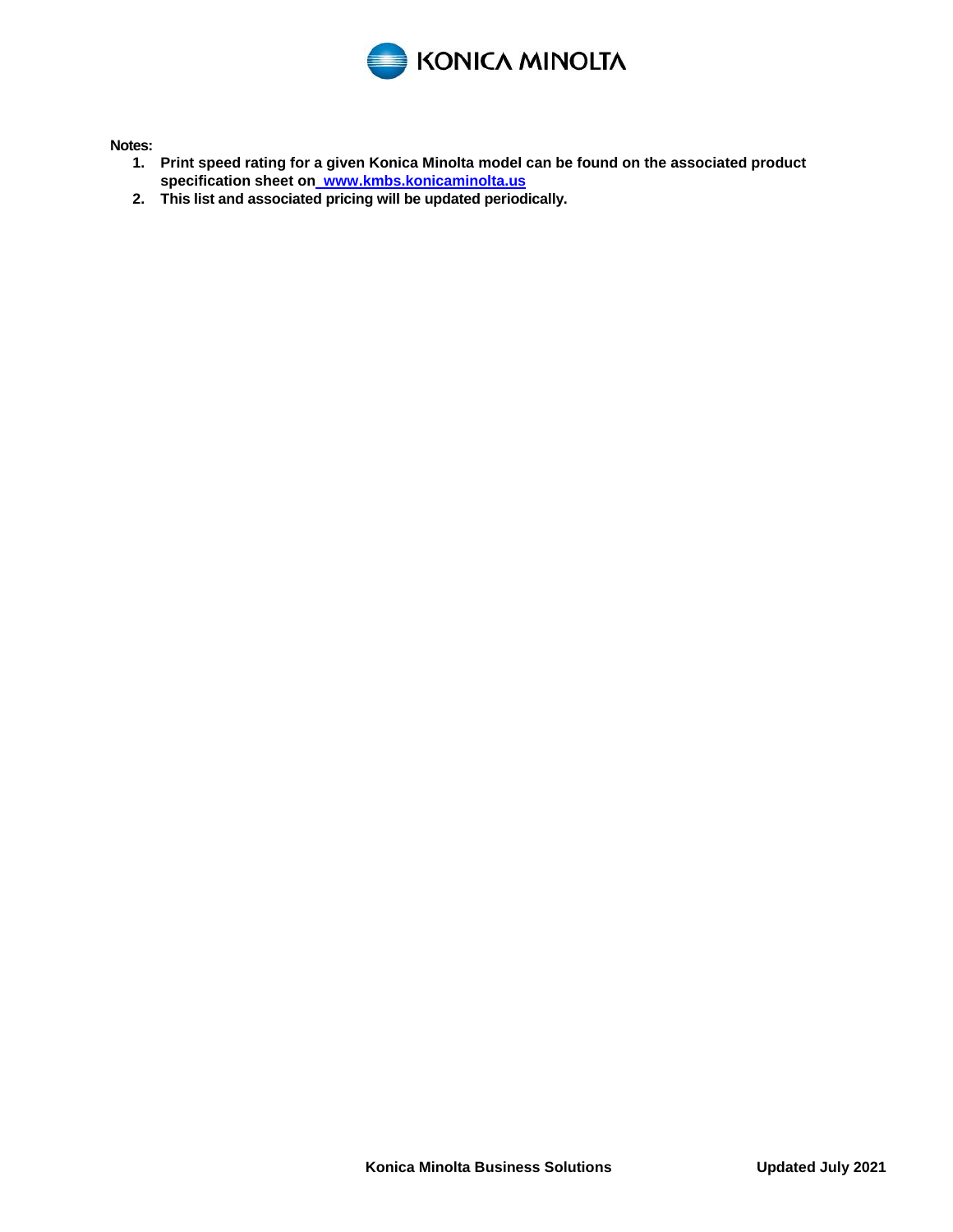**Notes:**

1. **Print speed rating for a given Konica Minolta model can be found on the associated product specification sheet on [www.kmbs.konicaminolta.us](http://www.kmbs.konicaminolta.us)**
2. **This list and associated pricing will be updated periodically.**

**Konica Minolta Business Solutions** **Updated July 2021**